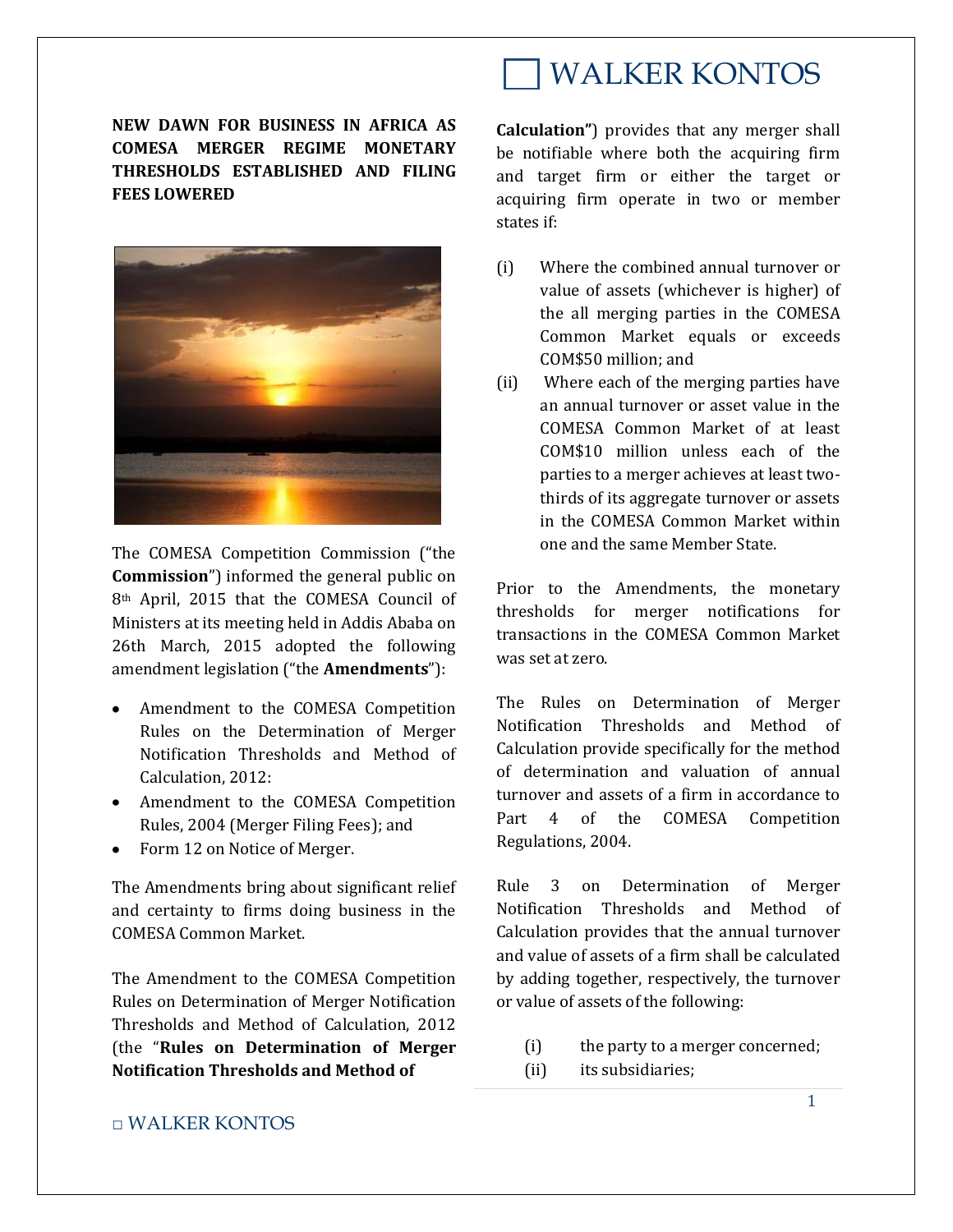# NEW DAWN FOR BUSINESS IN AFRICA AS COMESA MERGER REGIME MONETARY THRESHOLDS ESTABLISHED AND FILING FEES LOWERED

The COMESA Competition Commission ("the **Commission**") informed the general public on 8th April, 2015 that the COMESA Council of Ministers at its meeting held in Addis Ababa on 26th March, 2015 adopted the following amendment legislation ("the **Amendments**"):

- Amendment to the COMESA Competition Rules on the Determination of Merger Notification Thresholds and Method of Calculation, 2012:
- Amendment to the COMESA Competition Rules, 2004 (Merger Filing Fees); and
- Form 12 on Notice of Merger.

The Amendments bring about significant relief and certainty to firms doing business in the COMESA Common Market.

The Amendment to the COMESA Competition Rules on Determination of Merger Notification Thresholds and Method of Calculation, 2012 (the "**Rules on Determination of Merger Notification Thresholds and Method of Calculation"**) provides that any merger shall be notifiable where both the acquiring firm and target firm or either the target or acquiring firm operate in two or member states if:

(i) Where the combined annual turnover or value of assets (whichever is higher) of the all merging parties in the COMESA Common Market equals or exceeds COM$50 million; and

(ii) Where each of the merging parties have an annual turnover or asset value in the COMESA Common Market of at least COM$10 million unless each of the parties to a merger achieves at least two-thirds of its aggregate turnover or assets in the COMESA Common Market within one and the same Member State.

Prior to the Amendments, the monetary thresholds for merger notifications for transactions in the COMESA Common Market was set at zero.

The Rules on Determination of Merger Notification Thresholds and Method of Calculation provide specifically for the method of determination and valuation of annual turnover and assets of a firm in accordance to Part 4 of the COMESA Competition Regulations, 2004.

Rule 3 on Determination of Merger Notification Thresholds and Method of Calculation provides that the annual turnover and value of assets of a firm shall be calculated by adding together, respectively, the turnover or value of assets of the following:

(i) the party to a merger concerned;
(ii) its subsidiaries;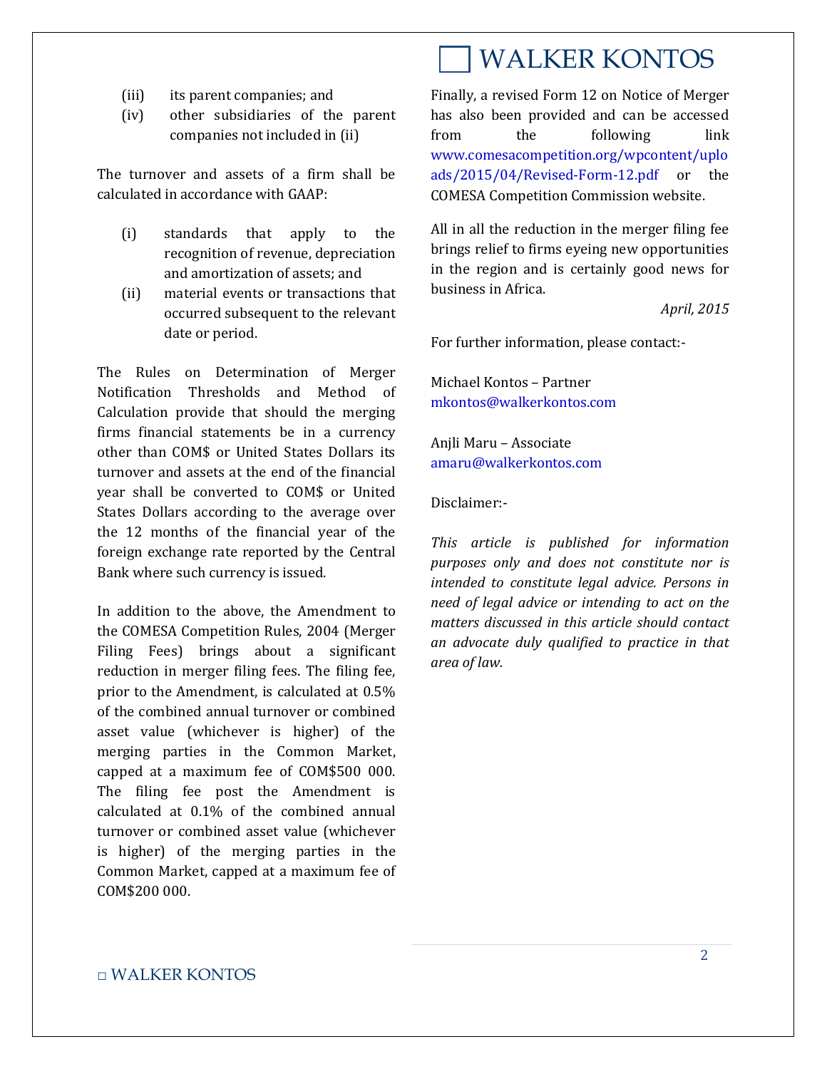(iii) its parent companies; and
(iv) other subsidiaries of the parent companies not included in (ii)

The turnover and assets of a firm shall be calculated in accordance with GAAP:

(i) standards that apply to the recognition of revenue, depreciation and amortization of assets; and
(ii) material events or transactions that occurred subsequent to the relevant date or period.

The Rules on Determination of Merger Notification Thresholds and Method of Calculation provide that should the merging firms financial statements be in a currency other than COM$ or United States Dollars its turnover and assets at the end of the financial year shall be converted to COM$ or United States Dollars according to the average over the 12 months of the financial year of the foreign exchange rate reported by the Central Bank where such currency is issued.

In addition to the above, the Amendment to the COMESA Competition Rules, 2004 (Merger Filing Fees) brings about a significant reduction in merger filing fees. The filing fee, prior to the Amendment, is calculated at 0.5% of the combined annual turnover or combined asset value (whichever is higher) of the merging parties in the Common Market, capped at a maximum fee of COM$500 000. The filing fee post the Amendment is calculated at 0.1% of the combined annual turnover or combined asset value (whichever is higher) of the merging parties in the Common Market, capped at a maximum fee of COM$200 000.

Finally, a revised Form 12 on Notice of Merger has also been provided and can be accessed from the following link www.comesacompetition.org/wpcontent/uploads/2015/04/Revised-Form-12.pdf or the COMESA Competition Commission website.

All in all the reduction in the merger filing fee brings relief to firms eyeing new opportunities in the region and is certainly good news for business in Africa.

*April, 2015*

For further information, please contact:-

Michael Kontos – Partner
mkontos@walkerkontos.com

Anjli Maru – Associate
amaru@walkerkontos.com

Disclaimer:-

*This article is published for information purposes only and does not constitute nor is intended to constitute legal advice. Persons in need of legal advice or intending to act on the matters discussed in this article should contact an advocate duly qualified to practice in that area of law.*